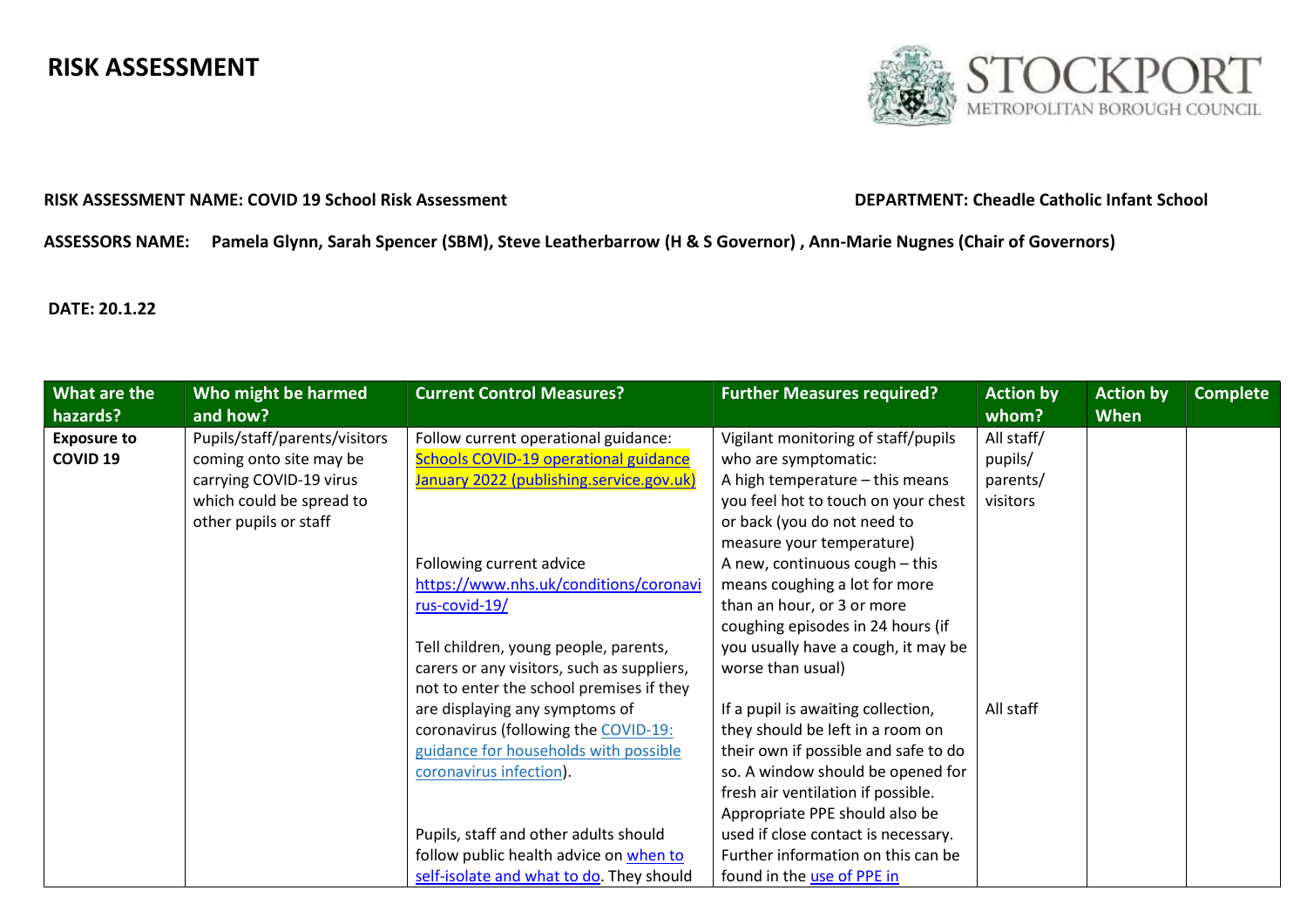# RISK ASSESSMENT

STOCKPORT METROPOLITAN BOROUGH COUNCIL

**RISK ASSESSMENT NAME: COVID 19 School Risk Assessment**

**DEPARTMENT: Cheadle Catholic Infant School**

**ASSESSORS NAME: Pamela Glynn, Sarah Spencer (SBM), Steve Leatherbarrow (H & S Governor) , Ann-Marie Nugnes (Chair of Governors)**

**DATE: 20.1.22**

| What are the hazards? | Who might be harmed and how? | Current Control Measures? | Further Measures required? | Action by whom? | Action by When | Complete |
|---|---|---|---|---|---|---|
| **Exposure to COVID 19** | Pupils/staff/parents/visitors coming onto site may be carrying COVID-19 virus which could be spread to other pupils or staff | Follow current operational guidance: Schools COVID-19 operational guidance January 2022 (publishing.service.gov.uk)<br><br>Following current advice https://www.nhs.uk/conditions/coronavirus-covid-19/<br><br>Tell children, young people, parents, carers or any visitors, such as suppliers, not to enter the school premises if they are displaying any symptoms of coronavirus (following the COVID-19: guidance for households with possible coronavirus infection).<br><br>Pupils, staff and other adults should follow public health advice on when to self-isolate and what to do. They should | Vigilant monitoring of staff/pupils who are symptomatic:<br>A high temperature – this means you feel hot to touch on your chest or back (you do not need to measure your temperature)<br>A new, continuous cough – this means coughing a lot for more than an hour, or 3 or more coughing episodes in 24 hours (if you usually have a cough, it may be worse than usual)<br><br>If a pupil is awaiting collection, they should be left in a room on their own if possible and safe to do so. A window should be opened for fresh air ventilation if possible. Appropriate PPE should also be used if close contact is necessary. Further information on this can be found in the use of PPE in | All staff/ pupils/ parents/ visitors<br><br>All staff | | |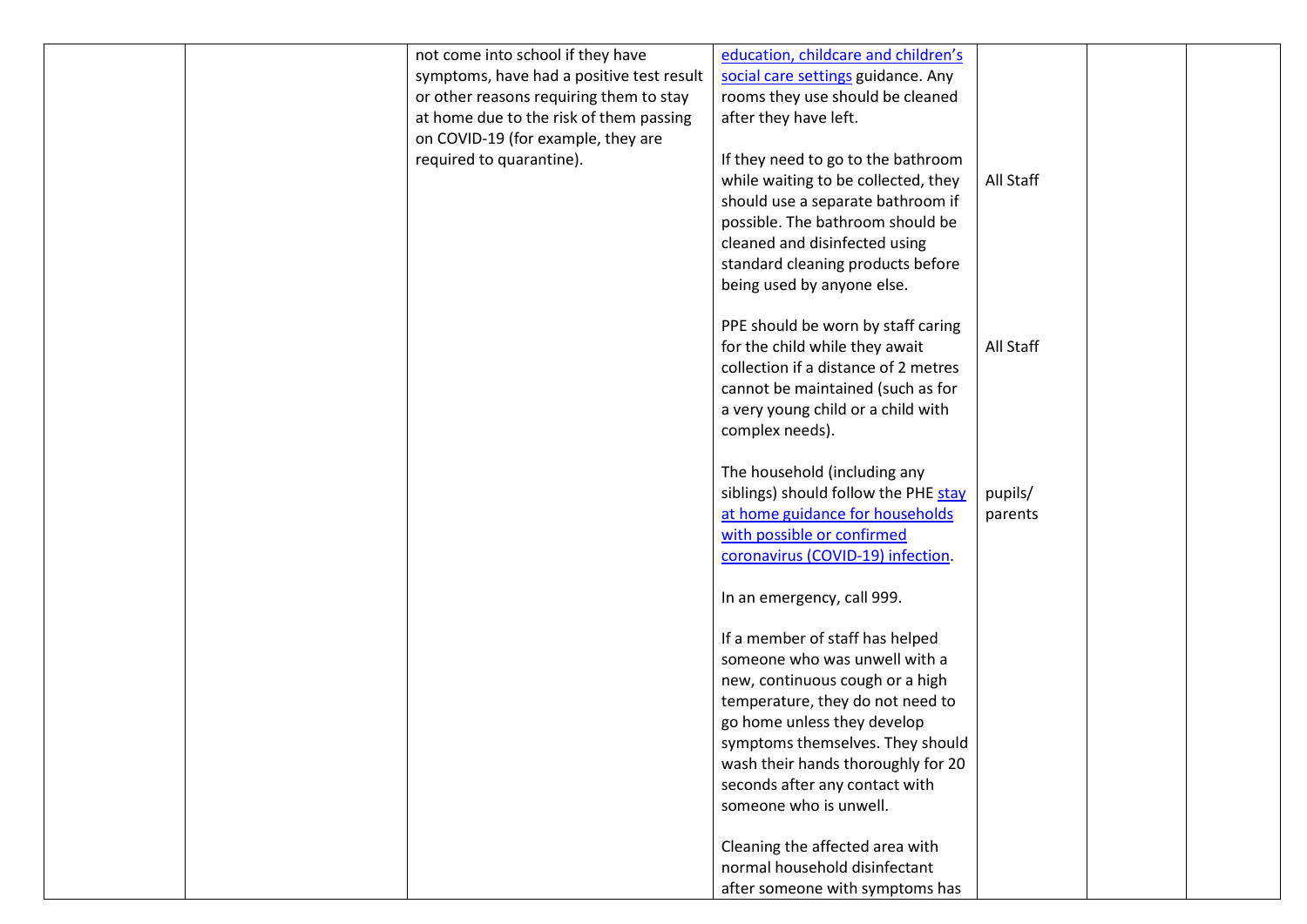|  |  | not come into school if they have symptoms, have had a positive test result or other reasons requiring them to stay at home due to the risk of them passing on COVID-19 (for example, they are required to quarantine). | education, childcare and children's social care settings guidance. Any rooms they use should be cleaned after they have left. |  |  |  |
|---|---|---|---|---|---|---|
|  |  |  | If they need to go to the bathroom while waiting to be collected, they should use a separate bathroom if possible. The bathroom should be cleaned and disinfected using standard cleaning products before being used by anyone else. | All Staff |  |  |
|  |  |  | PPE should be worn by staff caring for the child while they await collection if a distance of 2 metres cannot be maintained (such as for a very young child or a child with complex needs). | All Staff |  |  |
|  |  |  | The household (including any siblings) should follow the PHE stay at home guidance for households with possible or confirmed coronavirus (COVID-19) infection. | pupils/ parents |  |  |
|  |  |  | In an emergency, call 999. |  |  |  |
|  |  |  | If a member of staff has helped someone who was unwell with a new, continuous cough or a high temperature, they do not need to go home unless they develop symptoms themselves. They should wash their hands thoroughly for 20 seconds after any contact with someone who is unwell. |  |  |  |
|  |  |  | Cleaning the affected area with normal household disinfectant after someone with symptoms has |  |  |  |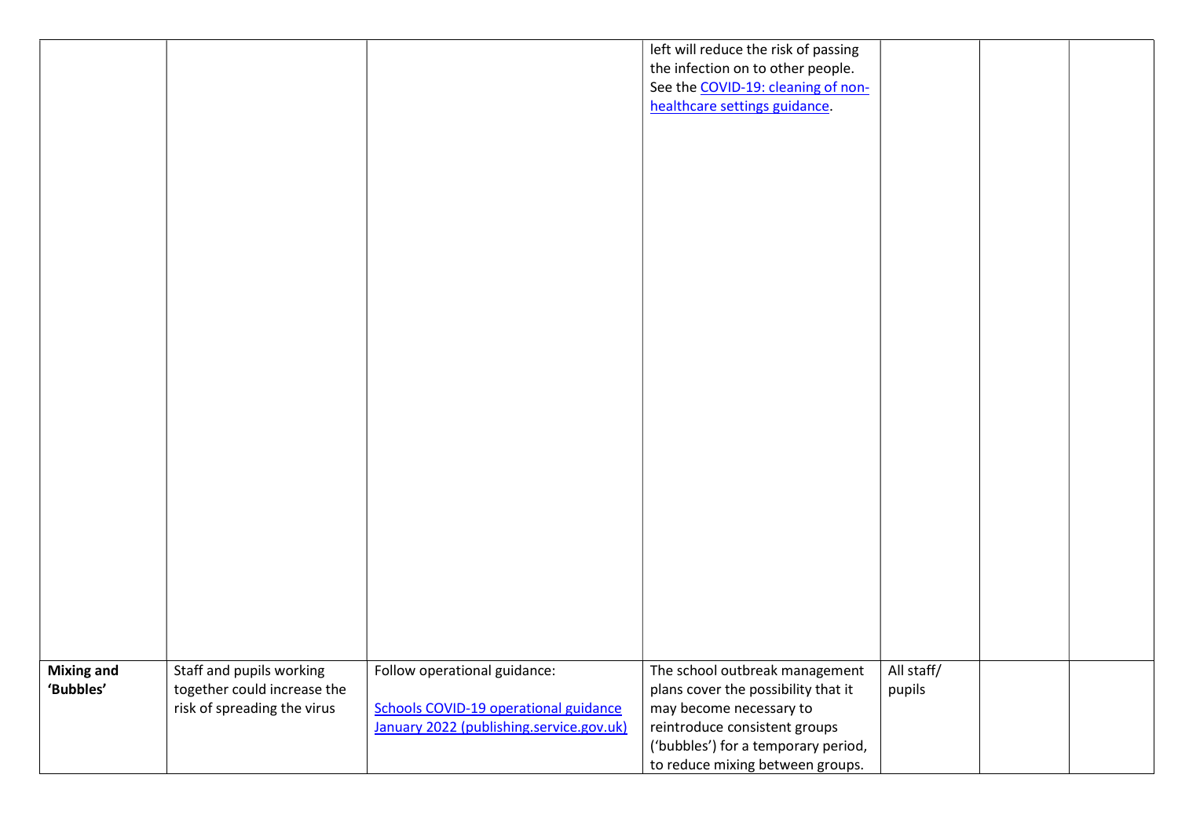| | | | | | | |
|---|---|---|---|---|---|---|
| | | | left will reduce the risk of passing the infection on to other people. See the [COVID-19: cleaning of non-healthcare settings guidance](). | | | |
| **Mixing and 'Bubbles'** | Staff and pupils working together could increase the risk of spreading the virus | Follow operational guidance:<br><br>[Schools COVID-19 operational guidance January 2022 (publishing.service.gov.uk)]() | The school outbreak management plans cover the possibility that it may become necessary to reintroduce consistent groups ('bubbles') for a temporary period, to reduce mixing between groups. | All staff/ pupils | | |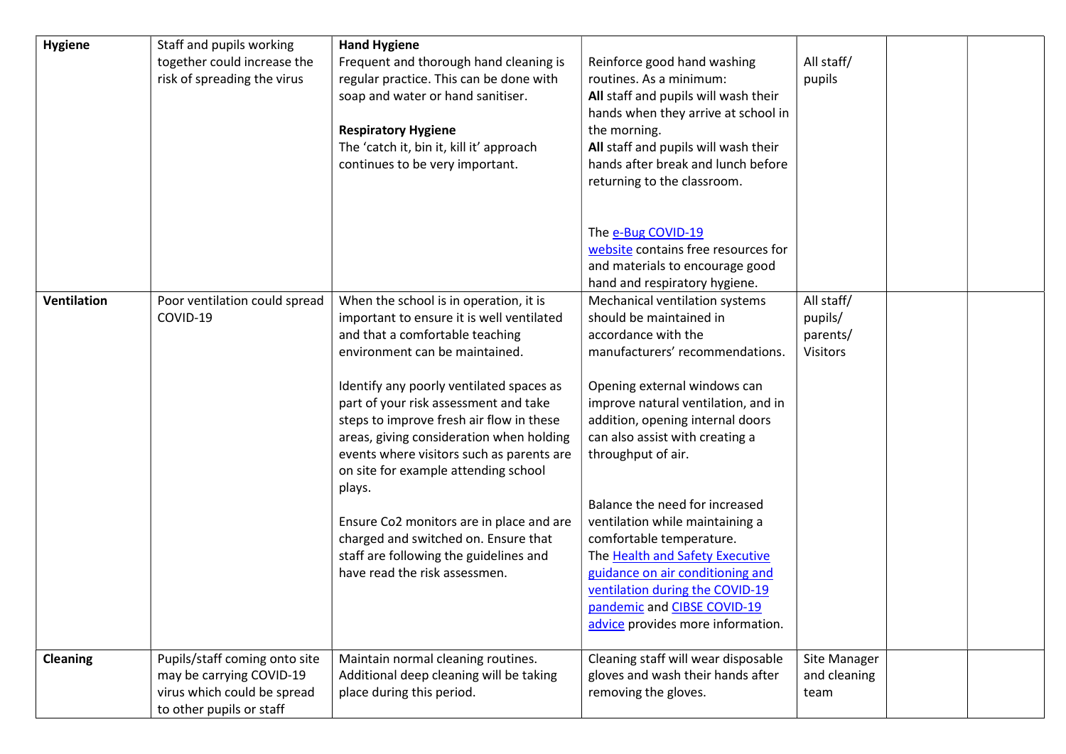| **Hygiene** | Staff and pupils working together could increase the risk of spreading the virus | **Hand Hygiene**<br>Frequent and thorough hand cleaning is regular practice. This can be done with soap and water or hand sanitiser.<br><br>**Respiratory Hygiene**<br>The 'catch it, bin it, kill it' approach continues to be very important. | Reinforce good hand washing routines. As a minimum:<br>**All** staff and pupils will wash their hands when they arrive at school in the morning.<br>**All** staff and pupils will wash their hands after break and lunch before returning to the classroom.<br><br>The e-Bug COVID-19 website contains free resources for and materials to encourage good hand and respiratory hygiene. | All staff/ pupils | | |
|---|---|---|---|---|---|---|
| **Ventilation** | Poor ventilation could spread COVID-19 | When the school is in operation, it is important to ensure it is well ventilated and that a comfortable teaching environment can be maintained.<br><br>Identify any poorly ventilated spaces as part of your risk assessment and take steps to improve fresh air flow in these areas, giving consideration when holding events where visitors such as parents are on site for example attending school plays.<br><br>Ensure Co2 monitors are in place and are charged and switched on. Ensure that staff are following the guidelines and have read the risk assessmen. | Mechanical ventilation systems should be maintained in accordance with the manufacturers' recommendations.<br><br>Opening external windows can improve natural ventilation, and in addition, opening internal doors can also assist with creating a throughput of air.<br><br>Balance the need for increased ventilation while maintaining a comfortable temperature.<br>The Health and Safety Executive guidance on air conditioning and ventilation during the COVID-19 pandemic and CIBSE COVID-19 advice provides more information. | All staff/ pupils/ parents/ Visitors | | |
| **Cleaning** | Pupils/staff coming onto site may be carrying COVID-19 virus which could be spread to other pupils or staff | Maintain normal cleaning routines. Additional deep cleaning will be taking place during this period. | Cleaning staff will wear disposable gloves and wash their hands after removing the gloves. | Site Manager and cleaning team | | |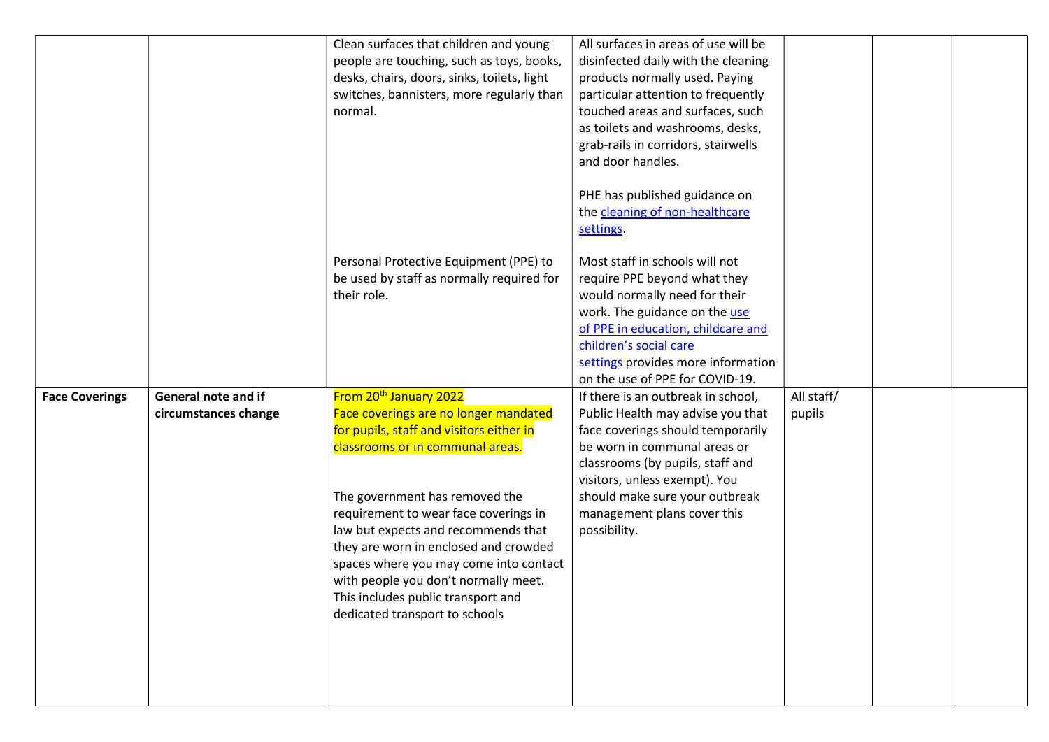|  |  |  |  |  |  |  |
|---|---|---|---|---|---|---|
|  |  | Clean surfaces that children and young people are touching, such as toys, books, desks, chairs, doors, sinks, toilets, light switches, bannisters, more regularly than normal. | All surfaces in areas of use will be disinfected daily with the cleaning products normally used. Paying particular attention to frequently touched areas and surfaces, such as toilets and washrooms, desks, grab-rails in corridors, stairwells and door handles.<br><br>PHE has published guidance on the cleaning of non-healthcare settings. |  |  |  |
|  |  | Personal Protective Equipment (PPE) to be used by staff as normally required for their role. | Most staff in schools will not require PPE beyond what they would normally need for their work. The guidance on the use of PPE in education, childcare and children's social care settings provides more information on the use of PPE for COVID-19. |  |  |  |
| **Face Coverings** | **General note and if circumstances change** | From 20th January 2022<br>Face coverings are no longer mandated for pupils, staff and visitors either in classrooms or in communal areas.<br><br>The government has removed the requirement to wear face coverings in law but expects and recommends that they are worn in enclosed and crowded spaces where you may come into contact with people you don't normally meet. This includes public transport and dedicated transport to schools | If there is an outbreak in school, Public Health may advise you that face coverings should temporarily be worn in communal areas or classrooms (by pupils, staff and visitors, unless exempt). You should make sure your outbreak management plans cover this possibility. | All staff/ pupils |  |  |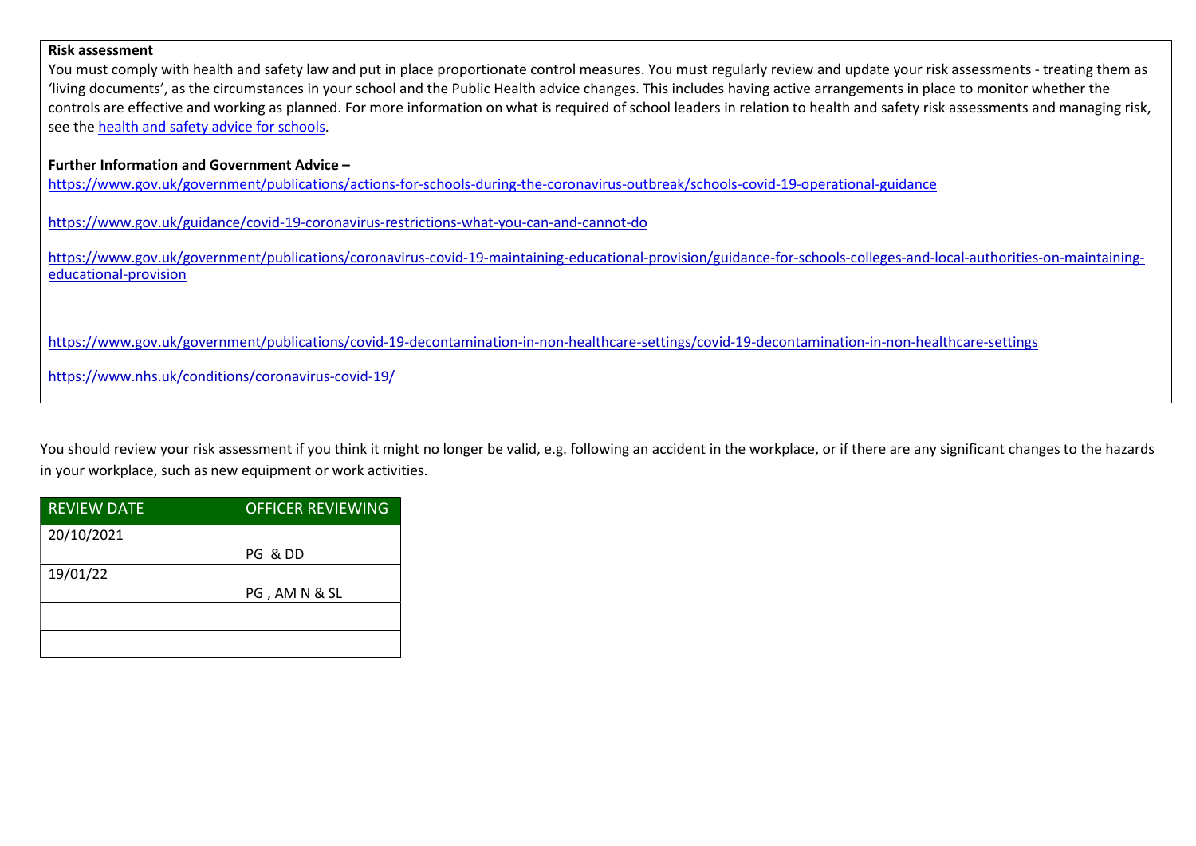**Risk assessment**

You must comply with health and safety law and put in place proportionate control measures. You must regularly review and update your risk assessments - treating them as 'living documents', as the circumstances in your school and the Public Health advice changes. This includes having active arrangements in place to monitor whether the controls are effective and working as planned. For more information on what is required of school leaders in relation to health and safety risk assessments and managing risk, see the [health and safety advice for schools](#).

**Further Information and Government Advice –**

https://www.gov.uk/government/publications/actions-for-schools-during-the-coronavirus-outbreak/schools-covid-19-operational-guidance

https://www.gov.uk/guidance/covid-19-coronavirus-restrictions-what-you-can-and-cannot-do

https://www.gov.uk/government/publications/coronavirus-covid-19-maintaining-educational-provision/guidance-for-schools-colleges-and-local-authorities-on-maintaining-educational-provision

https://www.gov.uk/government/publications/covid-19-decontamination-in-non-healthcare-settings/covid-19-decontamination-in-non-healthcare-settings

https://www.nhs.uk/conditions/coronavirus-covid-19/

You should review your risk assessment if you think it might no longer be valid, e.g. following an accident in the workplace, or if there are any significant changes to the hazards in your workplace, such as new equipment or work activities.

| REVIEW DATE | OFFICER REVIEWING |
|---|---|
| 20/10/2021 | PG & DD |
| 19/01/22 | PG , AM N & SL |
| | |
| | |